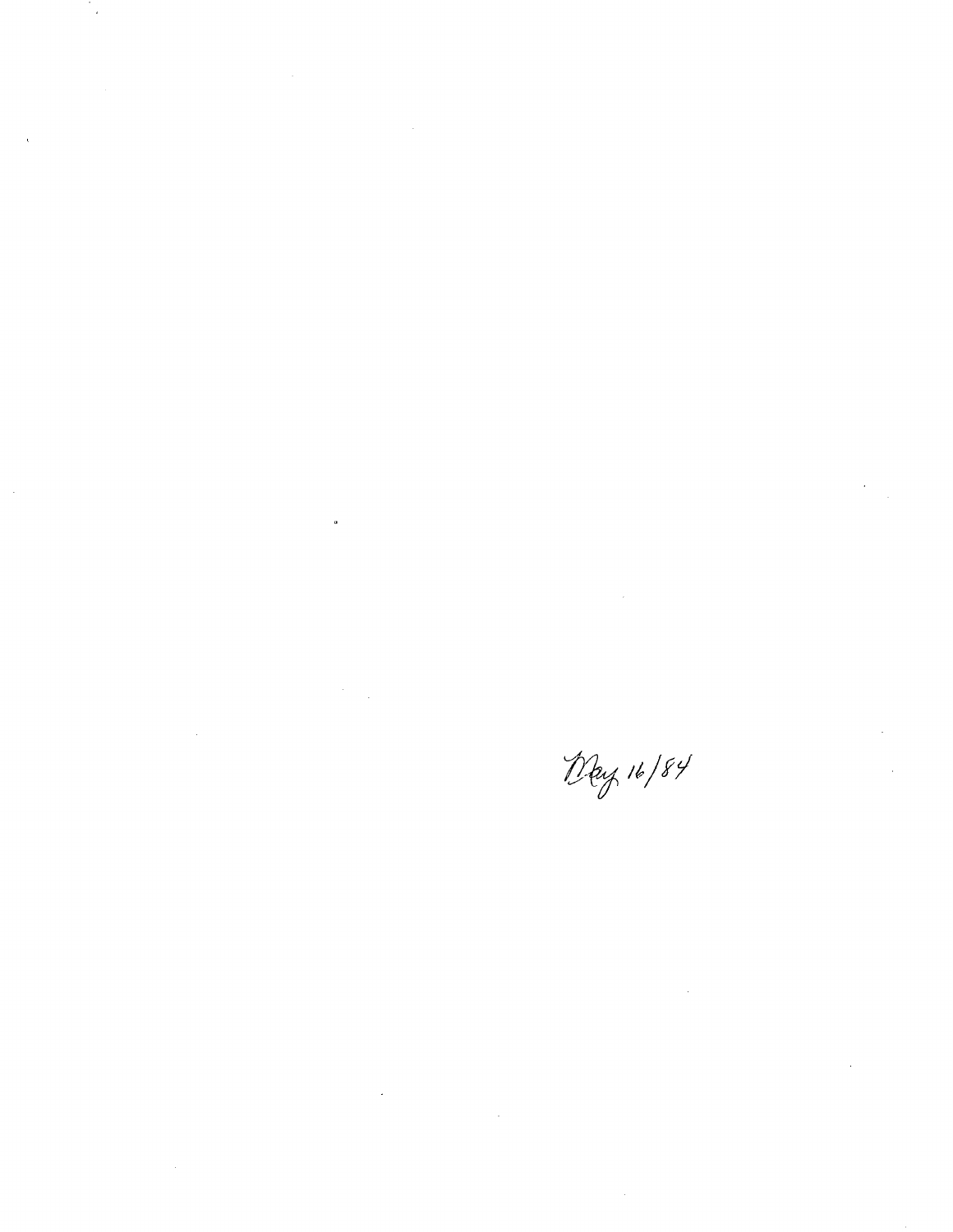May 16/84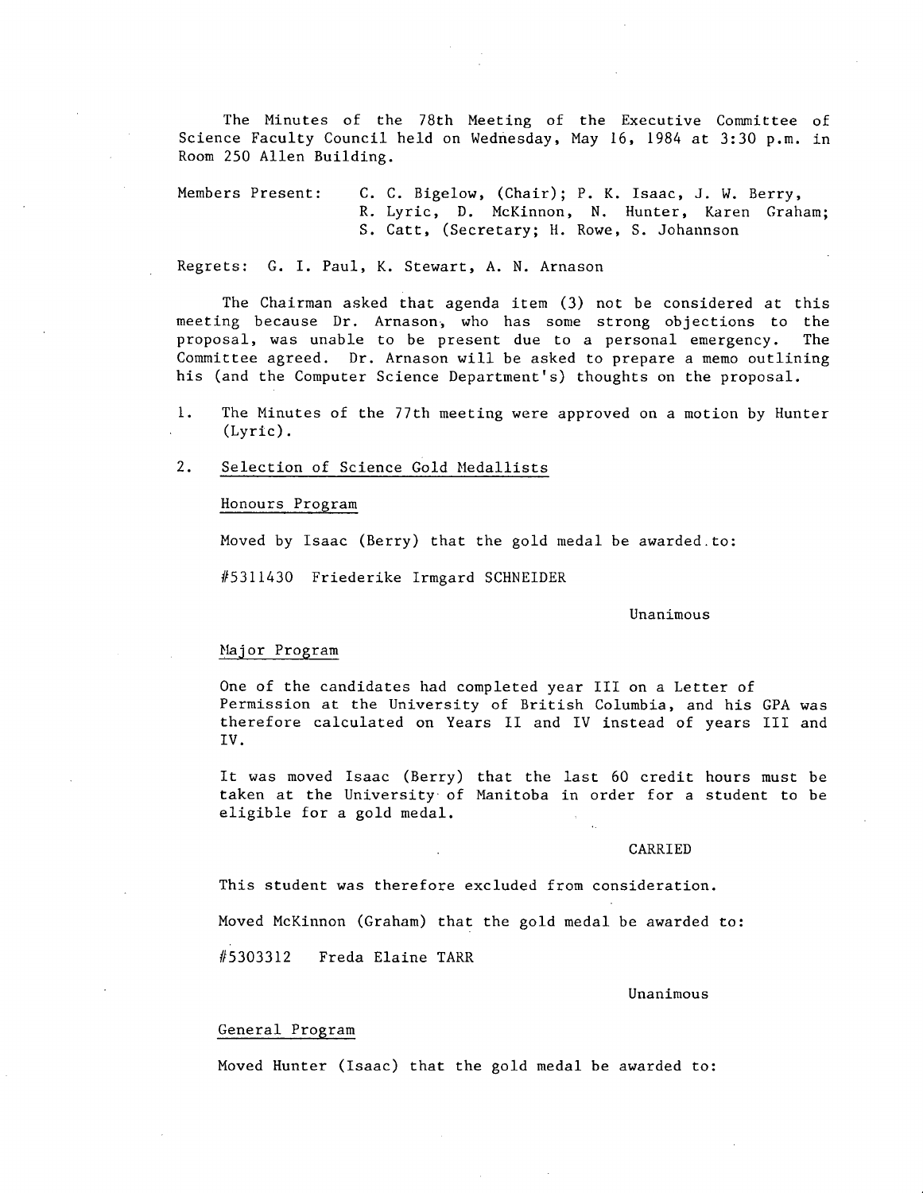The Minutes of the 78th Meeting of the Executive Committee of Science Faculty Council held on Wednesday, May 16, 1984 at 3:30 p.m. in Room 250 Allen Building.

Members Present: C. C. Bigelow, (Chair); P. K. Isaac, J. W. Berry, R. Lyric, D. McKinnon, N. Hunter, Karen Graham; S. Catt, (Secretary; H. Rowe, S. Johannson

Regrets: G. I. Paul, K. Stewart, A. N. Arnason

The Chairman asked that agenda item (3) not be considered at this meeting because Dr. Arnason, who has some strong objections to the proposal, was unable to be present due to a personal emergency. The Committee agreed. Dr. Arnason will be asked to prepare a memo outlining his (and the Computer Science Department's) thoughts on the proposal.

1. The Minutes of the 77th meeting were approved on a motion by Hunter (Lyric).

2. Selection of Science Gold Medallists

   Honours Program

   Moved by Isaac (Berry) that the gold medal be awarded to:

   #5311430 Friederike Irmgard SCHNEIDER

   Unanimous

   Major Program

   One of the candidates had completed year III on a Letter of Permission at the University of British Columbia, and his GPA was therefore calculated on Years II and IV instead of years III and IV.

   It was moved Isaac (Berry) that the last 60 credit hours must be taken at the University of Manitoba in order for a student to be eligible for a gold medal.

   CARRIED

   This student was therefore excluded from consideration.

   Moved McKinnon (Graham) that the gold medal be awarded to:

   #5303312 Freda Elaine TARR

   Unanimous

   General Program

   Moved Hunter (Isaac) that the gold medal be awarded to: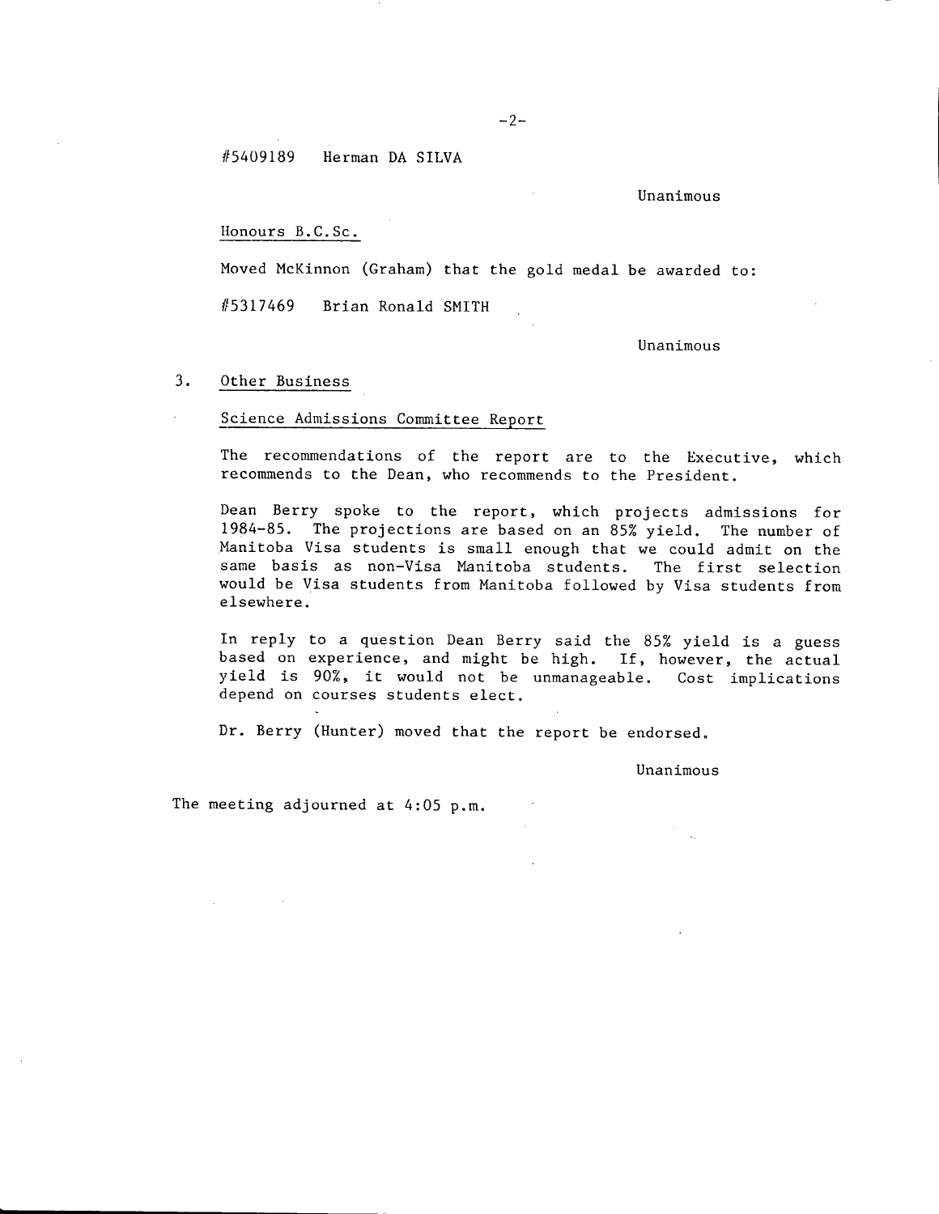#5409189 Herman DA SILVA

Unanimous

Honours B.C.Sc.

Moved McKinnon (Graham) that the gold medal be awarded to:

#5317469 Brian Ronald SMITH

Unanimous

3. Other Business

Science Admissions Committee Report

The recommendations of the report are to the Executive, which recommends to the Dean, who recommends to the President.

Dean Berry spoke to the report, which projects admissions for 1984-85. The projections are based on an 85% yield. The number of Manitoba Visa students is small enough that we could admit on the same basis as non-Visa Manitoba students. The first selection would be Visa students from Manitoba followed by Visa students from elsewhere.

In reply to a question Dean Berry said the 85% yield is a guess based on experience, and might be high. If, however, the actual yield is 90%, it would not be unmanageable. Cost implications depend on courses students elect.

Dr. Berry (Hunter) moved that the report be endorsed.

Unanimous

The meeting adjourned at 4:05 p.m.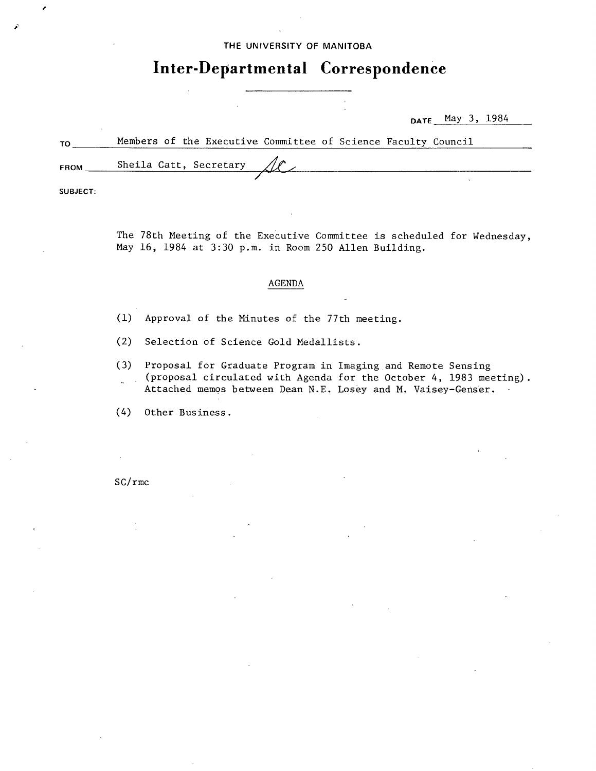THE UNIVERSITY OF MANITOBA

# Inter-Departmental Correspondence

DATE May 3, 1984

TO Members of the Executive Committee of Science Faculty Council

FROM Sheila Catt, Secretary

SUBJECT:

The 78th Meeting of the Executive Committee is scheduled for Wednesday, May 16, 1984 at 3:30 p.m. in Room 250 Allen Building.

## AGENDA

(1) Approval of the Minutes of the 77th meeting.

(2) Selection of Science Gold Medallists.

(3) Proposal for Graduate Program in Imaging and Remote Sensing (proposal circulated with Agenda for the October 4, 1983 meeting). Attached memos between Dean N.E. Losey and M. Vaisey-Genser.

(4) Other Business.

SC/rmc